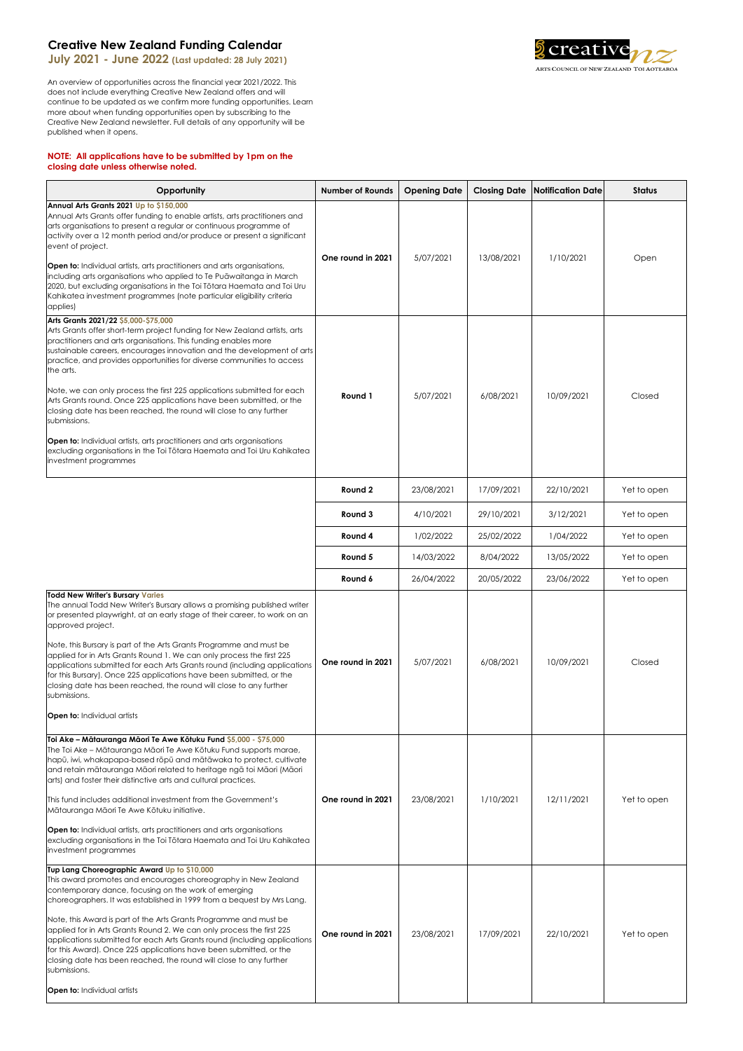# Creative New Zealand Funding Calendar

## July 2021 - June 2022 (Last updated: 28 July 2021)

An overview of opportunities across the financial year 2021/2022. This does not include everything Creative New Zealand offers and will continue to be updated as we confirm more funding opportunities. Learn more about when funding opportunities open by subscribing to the Creative New Zealand newsletter. Full details of any opportunity will be published when it opens.

**NOTE: All applications have to be submitted by 1pm on the closing date unless otherwise noted.**

| Opportunity | Number of Rounds | Opening Date | Closing Date | Notification Date | Status |
|---|---|---|---|---|---|
| **Annual Arts Grants 2021** Up to $150,000<br>Annual Arts Grants offer funding to enable artists, arts practitioners and arts organisations to present a regular or continuous programme of activity over a 12 month period and/or produce or present a significant event of project.<br><br>**Open to:** Individual artists, arts practitioners and arts organisations, including arts organisations who applied to Te Puāwaitanga in March 2020, but excluding organisations in the Toi Tōtara Haemata and Toi Uru Kahikatea investment programmes (note particular eligibility criteria applies) | One round in 2021 | 5/07/2021 | 13/08/2021 | 1/10/2021 | Open |
| **Arts Grants 2021/22** $5,000-$75,000<br>Arts Grants offer short-term project funding for New Zealand artists, arts practitioners and arts organisations. This funding enables more sustainable careers, encourages innovation and the development of arts practice, and provides opportunities for diverse communities to access the arts.<br><br>Note, we can only process the first 225 applications submitted for each Arts Grants round. Once 225 applications have been submitted, or the closing date has been reached, the round will close to any further submissions.<br><br>**Open to:** Individual artists, arts practitioners and arts organisations excluding organisations in the Toi Tōtara Haemata and Toi Uru Kahikatea investment programmes | Round 1 | 5/07/2021 | 6/08/2021 | 10/09/2021 | Closed |
| | Round 2 | 23/08/2021 | 17/09/2021 | 22/10/2021 | Yet to open |
| | Round 3 | 4/10/2021 | 29/10/2021 | 3/12/2021 | Yet to open |
| | Round 4 | 1/02/2022 | 25/02/2022 | 1/04/2022 | Yet to open |
| | Round 5 | 14/03/2022 | 8/04/2022 | 13/05/2022 | Yet to open |
| | Round 6 | 26/04/2022 | 20/05/2022 | 23/06/2022 | Yet to open |
| **Todd New Writer's Bursary** Varies<br>The annual Todd New Writer's Bursary allows a promising published writer or presented playwright, at an early stage of their career, to work on an approved project.<br><br>Note, this Bursary is part of the Arts Grants Programme and must be applied for in Arts Grants Round 1. We can only process the first 225 applications submitted for each Arts Grants round (including applications for this Bursary). Once 225 applications have been submitted, or the closing date has been reached, the round will close to any further submissions.<br><br>**Open to:** Individual artists | One round in 2021 | 5/07/2021 | 6/08/2021 | 10/09/2021 | Closed |
| **Toi Ake – Mātauranga Māori Te Awe Kōtuku Fund** $5,000 - $75,000<br>The Toi Ake – Mātauranga Māori Te Awe Kōtuku Fund supports marae, hapū, iwi, whakapapa-based rōpū and mātāwaka to protect, cultivate and retain mātauranga Māori related to heritage ngā toi Māori (Māori arts) and foster their distinctive arts and cultural practices.<br><br>This fund includes additional investment from the Government's Mātauranga Māori Te Awe Kōtuku initiative.<br><br>**Open to:** Individual artists, arts practitioners and arts organisations excluding organisations in the Toi Tōtara Haemata and Toi Uru Kahikatea investment programmes | One round in 2021 | 23/08/2021 | 1/10/2021 | 12/11/2021 | Yet to open |
| **Tup Lang Choreographic Award** Up to $10,000<br>This award promotes and encourages choreography in New Zealand contemporary dance, focusing on the work of emerging choreographers. It was established in 1999 from a bequest by Mrs Lang.<br><br>Note, this Award is part of the Arts Grants Programme and must be applied for in Arts Grants Round 2. We can only process the first 225 applications submitted for each Arts Grants round (including applications for this Award). Once 225 applications have been submitted, or the closing date has been reached, the round will close to any further submissions.<br><br>**Open to:** Individual artists | One round in 2021 | 23/08/2021 | 17/09/2021 | 22/10/2021 | Yet to open |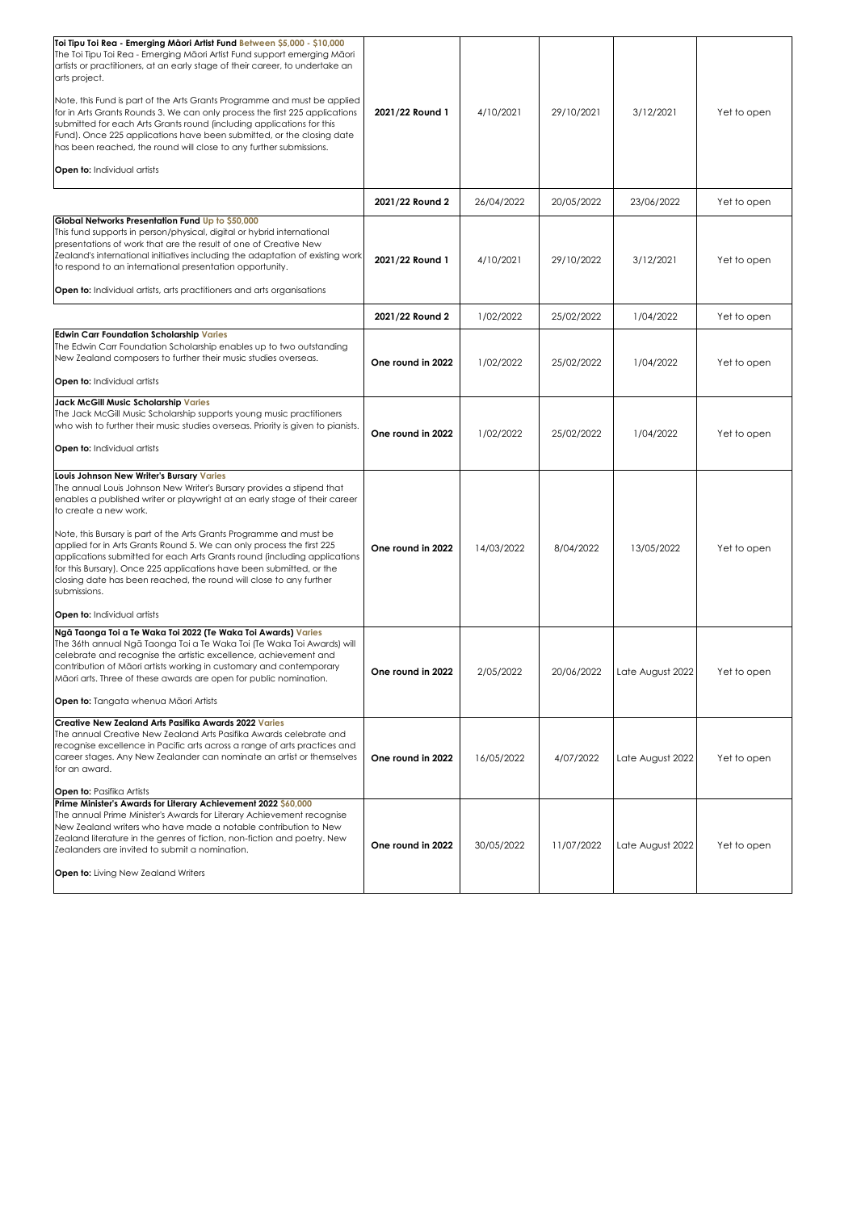| | | | | | |
|---|---|---|---|---|---|
| **Toi Tipu Toi Rea - Emerging Māori Artist Fund** Between $5,000 - $10,000<br>The Toi Tipu Toi Rea - Emerging Māori Artist Fund support emerging Māori artists or practitioners, at an early stage of their career, to undertake an arts project.<br><br>Note, this Fund is part of the Arts Grants Programme and must be applied for in Arts Grants Rounds 3. We can only process the first 225 applications submitted for each Arts Grants round (including applications for this Fund). Once 225 applications have been submitted, or the closing date has been reached, the round will close to any further submissions.<br><br>**Open to:** Individual artists | **2021/22 Round 1** | 4/10/2021 | 29/10/2021 | 3/12/2021 | Yet to open |
| | **2021/22 Round 2** | 26/04/2022 | 20/05/2022 | 23/06/2022 | Yet to open |
| **Global Networks Presentation Fund** Up to $50,000<br>This fund supports in person/physical, digital or hybrid international presentations of work that are the result of one of Creative New Zealand's international initiatives including the adaptation of existing work to respond to an international presentation opportunity.<br><br>**Open to:** Individual artists, arts practitioners and arts organisations | **2021/22 Round 1** | 4/10/2021 | 29/10/2022 | 3/12/2021 | Yet to open |
| | **2021/22 Round 2** | 1/02/2022 | 25/02/2022 | 1/04/2022 | Yet to open |
| **Edwin Carr Foundation Scholarship** Varies<br>The Edwin Carr Foundation Scholarship enables up to two outstanding New Zealand composers to further their music studies overseas.<br><br>**Open to:** Individual artists | **One round in 2022** | 1/02/2022 | 25/02/2022 | 1/04/2022 | Yet to open |
| **Jack McGill Music Scholarship** Varies<br>The Jack McGill Music Scholarship supports young music practitioners who wish to further their music studies overseas. Priority is given to pianists.<br><br>**Open to:** Individual artists | **One round in 2022** | 1/02/2022 | 25/02/2022 | 1/04/2022 | Yet to open |
| **Louis Johnson New Writer's Bursary** Varies<br>The annual Louis Johnson New Writer's Bursary provides a stipend that enables a published writer or playwright at an early stage of their career to create a new work.<br><br>Note, this Bursary is part of the Arts Grants Programme and must be applied for in Arts Grants Round 5. We can only process the first 225 applications submitted for each Arts Grants round (including applications for this Bursary). Once 225 applications have been submitted, or the closing date has been reached, the round will close to any further submissions.<br><br>**Open to:** Individual artists | **One round in 2022** | 14/03/2022 | 8/04/2022 | 13/05/2022 | Yet to open |
| **Ngā Taonga Toi a Te Waka Toi 2022 (Te Waka Toi Awards)** Varies<br>The 36th annual Ngā Taonga Toi a Te Waka Toi (Te Waka Toi Awards) will celebrate and recognise the artistic excellence, achievement and contribution of Māori artists working in customary and contemporary Māori arts. Three of these awards are open for public nomination.<br><br>**Open to:** Tangata whenua Māori Artists | **One round in 2022** | 2/05/2022 | 20/06/2022 | Late August 2022 | Yet to open |
| **Creative New Zealand Arts Pasifika Awards 2022** Varies<br>The annual Creative New Zealand Arts Pasifika Awards celebrate and recognise excellence in Pacific arts across a range of arts practices and career stages. Any New Zealander can nominate an artist or themselves for an award.<br><br>**Open to:** Pasifika Artists | **One round in 2022** | 16/05/2022 | 4/07/2022 | Late August 2022 | Yet to open |
| **Prime Minister's Awards for Literary Achievement 2022** $60,000<br>The annual Prime Minister's Awards for Literary Achievement recognise New Zealand writers who have made a notable contribution to New Zealand literature in the genres of fiction, non-fiction and poetry. New Zealanders are invited to submit a nomination.<br><br>**Open to:** Living New Zealand Writers | **One round in 2022** | 30/05/2022 | 11/07/2022 | Late August 2022 | Yet to open |